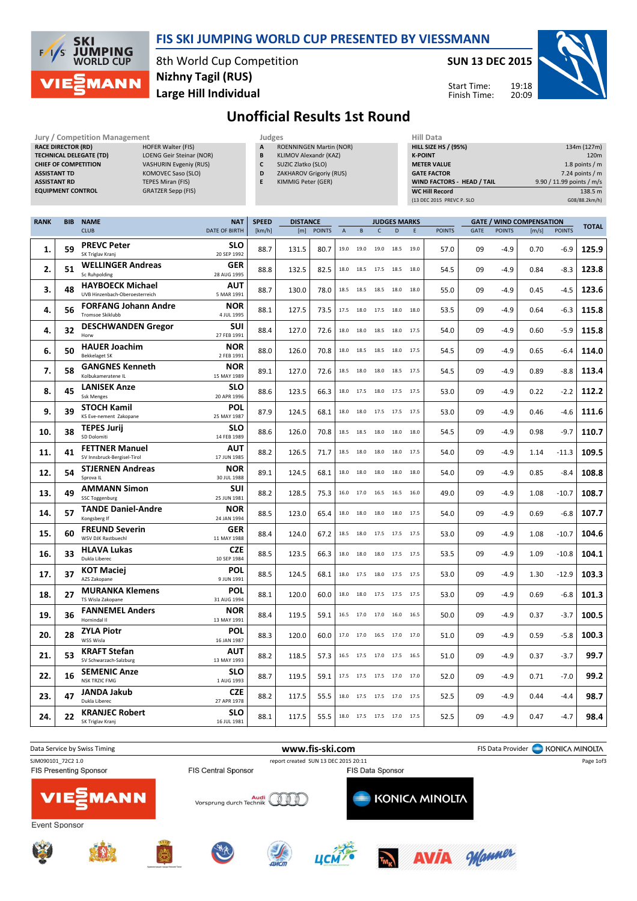# FIS SKI JUMPING WORLD CUP PRESENTED BY VIESSMANN

8th World Cup Competition
Nizhny Tagil (RUS)
Large Hill Individual

SUN 13 DEC 2015

Start Time: 19:18
Finish Time: 20:09

## Unofficial Results 1st Round

| Jury / Competition Management | |
|---|---|
| RACE DIRECTOR (RD) | HOFER Walter (FIS) |
| TECHNICAL DELEGATE (TD) | LOENG Geir Steinar (NOR) |
| CHIEF OF COMPETITION | VASHURIN Evgeniy (RUS) |
| ASSISTANT TD | KOMOVEC Saso (SLO) |
| ASSISTANT RD | TEPES Miran (FIS) |
| EQUIPMENT CONTROL | GRATZER Sepp (FIS) |

| Judges | |
|---|---|
| A | ROENNINGEN Martin (NOR) |
| B | KLIMOV Alexandr (KAZ) |
| C | SUZIC Zlatko (SLO) |
| D | ZAKHAROV Grigoriy (RUS) |
| E | KIMMIG Peter (GER) |

| Hill Data | |
|---|---|
| HILL SIZE HS / (95%) | 134m (127m) |
| K-POINT | 120m |
| METER VALUE | 1.8 points / m |
| GATE FACTOR | 7.24 points / m |
| WIND FACTORS - HEAD / TAIL | 9.90 / 11.99 points / m/s |
| WC Hill Record | 138.5 m |
| (13 DEC 2015 PREVC P. SLO | G08/88.2km/h) |

| RANK | BIB | NAME / CLUB | NAT / DATE OF BIRTH | SPEED [km/h] | DISTANCE [m] | DISTANCE POINTS | A | B | C | D | E | JUDGES POINTS | GATE | GATE POINTS | WIND [m/s] | WIND POINTS | TOTAL |
|---|---|---|---|---|---|---|---|---|---|---|---|---|---|---|---|---|---|
| 1. | 59 | PREVC Peter / SK Triglav Kranj | SLO / 20 SEP 1992 | 88.7 | 131.5 | 80.7 | 19.0 | 19.0 | 19.0 | 18.5 | 19.0 | 57.0 | 09 | -4.9 | 0.70 | -6.9 | 125.9 |
| 2. | 51 | WELLINGER Andreas / Sc Ruhpolding | GER / 28 AUG 1995 | 88.8 | 132.5 | 82.5 | 18.0 | 18.5 | 17.5 | 18.5 | 18.0 | 54.5 | 09 | -4.9 | 0.84 | -8.3 | 123.8 |
| 3. | 48 | HAYBOECK Michael / UVB Hinzenbach-Oberoesterreich | AUT / 5 MAR 1991 | 88.7 | 130.0 | 78.0 | 18.5 | 18.5 | 18.5 | 18.0 | 18.0 | 55.0 | 09 | -4.9 | 0.45 | -4.5 | 123.6 |
| 4. | 56 | FORFANG Johann Andre / Tromsoe Skiklubb | NOR / 4 JUL 1995 | 88.1 | 127.5 | 73.5 | 17.5 | 18.0 | 17.5 | 18.0 | 18.0 | 53.5 | 09 | -4.9 | 0.64 | -6.3 | 115.8 |
| 4. | 32 | DESCHWANDEN Gregor / Horw | SUI / 27 FEB 1991 | 88.4 | 127.0 | 72.6 | 18.0 | 18.0 | 18.5 | 18.0 | 17.5 | 54.0 | 09 | -4.9 | 0.60 | -5.9 | 115.8 |
| 6. | 50 | HAUER Joachim / Bekkelaget SK | NOR / 2 FEB 1991 | 88.0 | 126.0 | 70.8 | 18.0 | 18.5 | 18.5 | 18.0 | 17.5 | 54.5 | 09 | -4.9 | 0.65 | -6.4 | 114.0 |
| 7. | 58 | GANGNES Kenneth / Kolbukameratene IL | NOR / 15 MAY 1989 | 89.1 | 127.0 | 72.6 | 18.5 | 18.0 | 18.0 | 18.5 | 17.5 | 54.5 | 09 | -4.9 | 0.89 | -8.8 | 113.4 |
| 8. | 45 | LANISEK Anze / Ssk Menges | SLO / 20 APR 1996 | 88.6 | 123.5 | 66.3 | 18.0 | 17.5 | 18.0 | 17.5 | 17.5 | 53.0 | 09 | -4.9 | 0.22 | -2.2 | 112.2 |
| 9. | 39 | STOCH Kamil / KS Eve-nement Zakopane | POL / 25 MAY 1987 | 87.9 | 124.5 | 68.1 | 18.0 | 18.0 | 17.5 | 17.5 | 17.5 | 53.0 | 09 | -4.9 | 0.46 | -4.6 | 111.6 |
| 10. | 38 | TEPES Jurij / SD Dolomiti | SLO / 14 FEB 1989 | 88.6 | 126.0 | 70.8 | 18.5 | 18.5 | 18.0 | 18.0 | 18.0 | 54.5 | 09 | -4.9 | 0.98 | -9.7 | 110.7 |
| 11. | 41 | FETTNER Manuel / SV Innsbruck-Bergisel-Tirol | AUT / 17 JUN 1985 | 88.2 | 126.5 | 71.7 | 18.5 | 18.0 | 18.0 | 18.0 | 17.5 | 54.0 | 09 | -4.9 | 1.14 | -11.3 | 109.5 |
| 12. | 54 | STJERNEN Andreas / Sprova IL | NOR / 30 JUL 1988 | 89.1 | 124.5 | 68.1 | 18.0 | 18.0 | 18.0 | 18.0 | 18.0 | 54.0 | 09 | -4.9 | 0.85 | -8.4 | 108.8 |
| 13. | 49 | AMMANN Simon / SSC Toggenburg | SUI / 25 JUN 1981 | 88.2 | 128.5 | 75.3 | 16.0 | 17.0 | 16.5 | 16.5 | 16.0 | 49.0 | 09 | -4.9 | 1.08 | -10.7 | 108.7 |
| 14. | 57 | TANDE Daniel-Andre / Kongsberg If | NOR / 24 JAN 1994 | 88.5 | 123.0 | 65.4 | 18.0 | 18.0 | 18.0 | 18.0 | 17.5 | 54.0 | 09 | -4.9 | 0.69 | -6.8 | 107.7 |
| 15. | 60 | FREUND Severin / WSV DJK Rastbuechl | GER / 11 MAY 1988 | 88.4 | 124.0 | 67.2 | 18.5 | 18.0 | 17.5 | 17.5 | 17.5 | 53.0 | 09 | -4.9 | 1.08 | -10.7 | 104.6 |
| 16. | 33 | HLAVA Lukas / Dukla Liberec | CZE / 10 SEP 1984 | 88.5 | 123.5 | 66.3 | 18.0 | 18.0 | 18.0 | 17.5 | 17.5 | 53.5 | 09 | -4.9 | 1.09 | -10.8 | 104.1 |
| 17. | 37 | KOT Maciej / AZS Zakopane | POL / 9 JUN 1991 | 88.5 | 124.5 | 68.1 | 18.0 | 17.5 | 18.0 | 17.5 | 17.5 | 53.0 | 09 | -4.9 | 1.30 | -12.9 | 103.3 |
| 18. | 27 | MURANKA Klemens / TS Wisla Zakopane | POL / 31 AUG 1994 | 88.1 | 120.0 | 60.0 | 18.0 | 18.0 | 17.5 | 17.5 | 17.5 | 53.0 | 09 | -4.9 | 0.69 | -6.8 | 101.3 |
| 19. | 36 | FANNEMEL Anders / Hornindal Il | NOR / 13 MAY 1991 | 88.4 | 119.5 | 59.1 | 16.5 | 17.0 | 17.0 | 16.0 | 16.5 | 50.0 | 09 | -4.9 | 0.37 | -3.7 | 100.5 |
| 20. | 28 | ZYLA Piotr / WSS Wisla | POL / 16 JAN 1987 | 88.3 | 120.0 | 60.0 | 17.0 | 17.0 | 16.5 | 17.0 | 17.0 | 51.0 | 09 | -4.9 | 0.59 | -5.8 | 100.3 |
| 21. | 53 | KRAFT Stefan / SV Schwarzach-Salzburg | AUT / 13 MAY 1993 | 88.2 | 118.5 | 57.3 | 16.5 | 17.5 | 17.0 | 17.5 | 16.5 | 51.0 | 09 | -4.9 | 0.37 | -3.7 | 99.7 |
| 22. | 16 | SEMENIC Anze / NSK TRZIC FMG | SLO / 1 AUG 1993 | 88.7 | 119.5 | 59.1 | 17.5 | 17.5 | 17.5 | 17.0 | 17.0 | 52.0 | 09 | -4.9 | 0.71 | -7.0 | 99.2 |
| 23. | 47 | JANDA Jakub / Dukla Liberec | CZE / 27 APR 1978 | 88.2 | 117.5 | 55.5 | 18.0 | 17.5 | 17.5 | 17.0 | 17.5 | 52.5 | 09 | -4.9 | 0.44 | -4.4 | 98.7 |
| 24. | 22 | KRANJEC Robert / SK Triglav Kranj | SLO / 16 JUL 1981 | 88.1 | 117.5 | 55.5 | 18.0 | 17.5 | 17.5 | 17.0 | 17.5 | 52.5 | 09 | -4.9 | 0.47 | -4.7 | 98.4 |

Data Service by Swiss Timing — www.fis-ski.com — FIS Data Provider KONICA MINOLTA

SJM090101_72C2 1.0 — report created SUN 13 DEC 2015 20:11

FIS Presenting Sponsor: VIESSMANN — FIS Central Sponsor: Audi Vorsprung durch Technik — FIS Data Sponsor: KONICA MINOLTA

Event Sponsor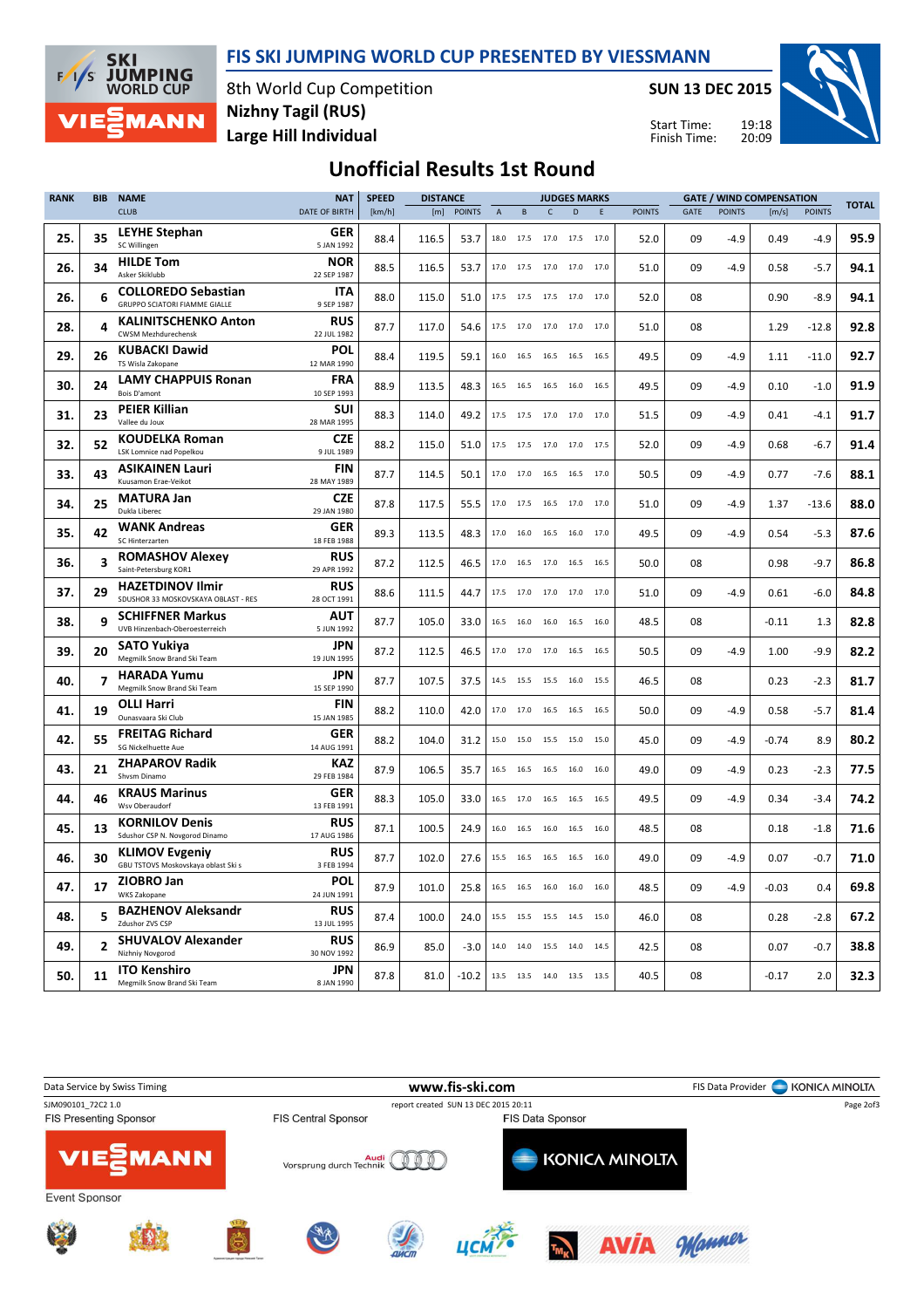# FIS SKI JUMPING WORLD CUP PRESENTED BY VIESSMANN

8th World Cup Competition
Nizhny Tagil (RUS)
Large Hill Individual

SUN 13 DEC 2015

Start Time: 19:18
Finish Time: 20:09

## Unofficial Results 1st Round

| RANK | BIB | NAME / CLUB | NAT / DATE OF BIRTH | SPEED [km/h] | DISTANCE [m] | DISTANCE POINTS | A | B | C | D | E | JUDGES POINTS | GATE | GATE POINTS | WIND [m/s] | WIND POINTS | TOTAL |
|---|---|---|---|---|---|---|---|---|---|---|---|---|---|---|---|---|---|
| 25. | 35 | LEYHE Stephan / SC Willingen | GER / 5 JAN 1992 | 88.4 | 116.5 | 53.7 | 18.0 | 17.5 | 17.0 | 17.5 | 17.0 | 52.0 | 09 | -4.9 | 0.49 | -4.9 | 95.9 |
| 26. | 34 | HILDE Tom / Asker Skiklubb | NOR / 22 SEP 1987 | 88.5 | 116.5 | 53.7 | 17.0 | 17.5 | 17.0 | 17.0 | 17.0 | 51.0 | 09 | -4.9 | 0.58 | -5.7 | 94.1 |
| 26. | 6 | COLLOREDO Sebastian / GRUPPO SCIATORI FIAMME GIALLE | ITA / 9 SEP 1987 | 88.0 | 115.0 | 51.0 | 17.5 | 17.5 | 17.5 | 17.0 | 17.0 | 52.0 | 08 | | 0.90 | -8.9 | 94.1 |
| 28. | 4 | KALINITSCHENKO Anton / CWSM Mezhdurechensk | RUS / 22 JUL 1982 | 87.7 | 117.0 | 54.6 | 17.5 | 17.0 | 17.0 | 17.0 | 17.0 | 51.0 | 08 | | 1.29 | -12.8 | 92.8 |
| 29. | 26 | KUBACKI Dawid / TS Wisla Zakopane | POL / 12 MAR 1990 | 88.4 | 119.5 | 59.1 | 16.0 | 16.5 | 16.5 | 16.5 | 16.5 | 49.5 | 09 | -4.9 | 1.11 | -11.0 | 92.7 |
| 30. | 24 | LAMY CHAPPUIS Ronan / Bois D'amont | FRA / 10 SEP 1993 | 88.9 | 113.5 | 48.3 | 16.5 | 16.5 | 16.5 | 16.0 | 16.5 | 49.5 | 09 | -4.9 | 0.10 | -1.0 | 91.9 |
| 31. | 23 | PEIER Killian / Vallee du Joux | SUI / 28 MAR 1995 | 88.3 | 114.0 | 49.2 | 17.5 | 17.5 | 17.0 | 17.0 | 17.0 | 51.5 | 09 | -4.9 | 0.41 | -4.1 | 91.7 |
| 32. | 52 | KOUDELKA Roman / LSK Lomnice nad Popelkou | CZE / 9 JUL 1989 | 88.2 | 115.0 | 51.0 | 17.5 | 17.5 | 17.0 | 17.0 | 17.5 | 52.0 | 09 | -4.9 | 0.68 | -6.7 | 91.4 |
| 33. | 43 | ASIKAINEN Lauri / Kuusamon Erae-Veikot | FIN / 28 MAY 1989 | 87.7 | 114.5 | 50.1 | 17.0 | 17.0 | 16.5 | 16.5 | 17.0 | 50.5 | 09 | -4.9 | 0.77 | -7.6 | 88.1 |
| 34. | 25 | MATURA Jan / Dukla Liberec | CZE / 29 JAN 1980 | 87.8 | 117.5 | 55.5 | 17.0 | 17.5 | 16.5 | 17.0 | 17.0 | 51.0 | 09 | -4.9 | 1.37 | -13.6 | 88.0 |
| 35. | 42 | WANK Andreas / SC Hinterzarten | GER / 18 FEB 1988 | 89.3 | 113.5 | 48.3 | 17.0 | 16.0 | 16.5 | 16.0 | 17.0 | 49.5 | 09 | -4.9 | 0.54 | -5.3 | 87.6 |
| 36. | 3 | ROMASHOV Alexey / Saint-Petersburg KOR1 | RUS / 29 APR 1992 | 87.2 | 112.5 | 46.5 | 17.0 | 16.5 | 17.0 | 16.5 | 16.5 | 50.0 | 08 | | 0.98 | -9.7 | 86.8 |
| 37. | 29 | HAZETDINOV Ilmir / SDUSHOR 33 MOSKOVSKAYA OBLAST - RES | RUS / 28 OCT 1991 | 88.6 | 111.5 | 44.7 | 17.5 | 17.0 | 17.0 | 17.0 | 17.0 | 51.0 | 09 | -4.9 | 0.61 | -6.0 | 84.8 |
| 38. | 9 | SCHIFFNER Markus / UVB Hinzenbach-Oberoesterreich | AUT / 5 JUN 1992 | 87.7 | 105.0 | 33.0 | 16.5 | 16.0 | 16.0 | 16.5 | 16.0 | 48.5 | 08 | | -0.11 | 1.3 | 82.8 |
| 39. | 20 | SATO Yukiya / Megmilk Snow Brand Ski Team | JPN / 19 JUN 1995 | 87.2 | 112.5 | 46.5 | 17.0 | 17.0 | 17.0 | 16.5 | 16.5 | 50.5 | 09 | -4.9 | 1.00 | -9.9 | 82.2 |
| 40. | 7 | HARADA Yumu / Megmilk Snow Brand Ski Team | JPN / 15 SEP 1990 | 87.7 | 107.5 | 37.5 | 14.5 | 15.5 | 15.5 | 16.0 | 15.5 | 46.5 | 08 | | 0.23 | -2.3 | 81.7 |
| 41. | 19 | OLLI Harri / Ounasvaara Ski Club | FIN / 15 JAN 1985 | 88.2 | 110.0 | 42.0 | 17.0 | 17.0 | 16.5 | 16.5 | 16.5 | 50.0 | 09 | -4.9 | 0.58 | -5.7 | 81.4 |
| 42. | 55 | FREITAG Richard / SG Nickelhuette Aue | GER / 14 AUG 1991 | 88.2 | 104.0 | 31.2 | 15.0 | 15.0 | 15.5 | 15.0 | 15.0 | 45.0 | 09 | -4.9 | -0.74 | 8.9 | 80.2 |
| 43. | 21 | ZHAPAROV Radik / Shvsm Dinamo | KAZ / 29 FEB 1984 | 87.9 | 106.5 | 35.7 | 16.5 | 16.5 | 16.5 | 16.0 | 16.0 | 49.0 | 09 | -4.9 | 0.23 | -2.3 | 77.5 |
| 44. | 46 | KRAUS Marinus / Wsv Oberaudorf | GER / 13 FEB 1991 | 88.3 | 105.0 | 33.0 | 16.5 | 17.0 | 16.5 | 16.5 | 16.5 | 49.5 | 09 | -4.9 | 0.34 | -3.4 | 74.2 |
| 45. | 13 | KORNILOV Denis / Sdushor CSP N. Novgorod Dinamo | RUS / 17 AUG 1986 | 87.1 | 100.5 | 24.9 | 16.0 | 16.5 | 16.0 | 16.5 | 16.0 | 48.5 | 08 | | 0.18 | -1.8 | 71.6 |
| 46. | 30 | KLIMOV Evgeniy / GBU TSTOVS Moskovskaya oblast Ski s | RUS / 3 FEB 1994 | 87.7 | 102.0 | 27.6 | 15.5 | 16.5 | 16.5 | 16.5 | 16.0 | 49.0 | 09 | -4.9 | 0.07 | -0.7 | 71.0 |
| 47. | 17 | ZIOBRO Jan / WKS Zakopane | POL / 24 JUN 1991 | 87.9 | 101.0 | 25.8 | 16.5 | 16.5 | 16.0 | 16.0 | 16.0 | 48.5 | 09 | -4.9 | -0.03 | 0.4 | 69.8 |
| 48. | 5 | BAZHENOV Aleksandr / Zdushor ZVS CSP | RUS / 13 JUL 1995 | 87.4 | 100.0 | 24.0 | 15.5 | 15.5 | 15.5 | 14.5 | 15.0 | 46.0 | 08 | | 0.28 | -2.8 | 67.2 |
| 49. | 2 | SHUVALOV Alexander / Nizhniy Novgorod | RUS / 30 NOV 1992 | 86.9 | 85.0 | -3.0 | 14.0 | 14.0 | 15.5 | 14.0 | 14.5 | 42.5 | 08 | | 0.07 | -0.7 | 38.8 |
| 50. | 11 | ITO Kenshiro / Megmilk Snow Brand Ski Team | JPN / 8 JAN 1990 | 87.8 | 81.0 | -10.2 | 13.5 | 13.5 | 14.0 | 13.5 | 13.5 | 40.5 | 08 | | -0.17 | 2.0 | 32.3 |

Data Service by Swiss Timing — www.fis-ski.com — FIS Data Provider KONICA MINOLTA

SJM090101_72C2 1.0 — report created SUN 13 DEC 2015 20:11

FIS Presenting Sponsor: VIESSMANN — FIS Central Sponsor: Audi Vorsprung durch Technik — FIS Data Sponsor: KONICA MINOLTA

Event Sponsor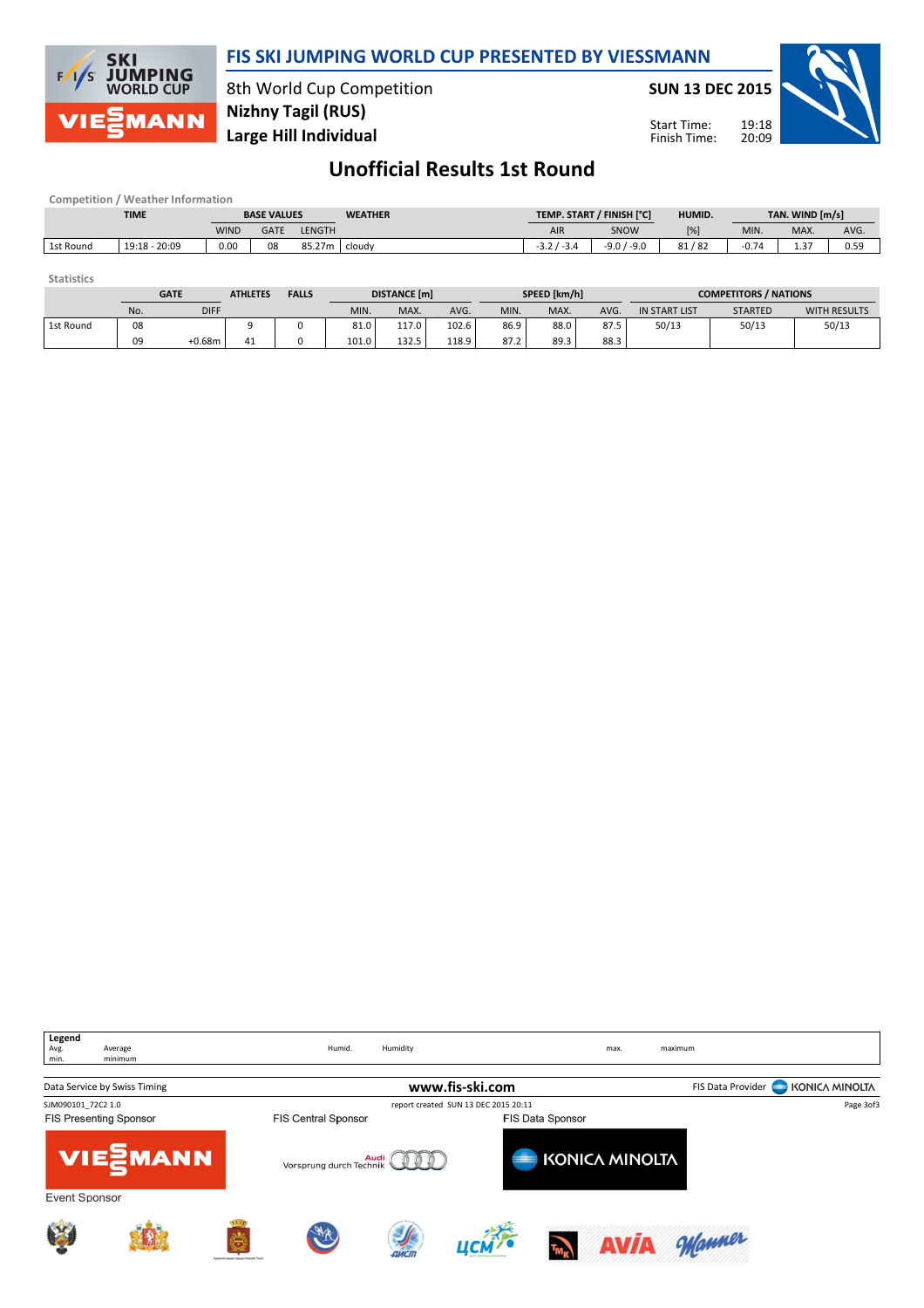# FIS SKI JUMPING WORLD CUP PRESENTED BY VIESSMANN

8th World Cup Competition
**Nizhny Tagil (RUS)**
**Large Hill Individual**

**SUN 13 DEC 2015**

Start Time: 19:18
Finish Time: 20:09

## Unofficial Results 1st Round

Competition / Weather Information

| | TIME | BASE VALUES | | | WEATHER | TEMP. START / FINISH [°C] | | HUMID. | TAN. WIND [m/s] | | |
|---|---|---|---|---|---|---|---|---|---|---|---|
| | | WIND | GATE | LENGTH | | AIR | SNOW | [%] | MIN. | MAX. | AVG. |
| 1st Round | 19:18 - 20:09 | 0.00 | 08 | 85.27m | cloudy | -3.2 / -3.4 | -9.0 / -9.0 | 81 / 82 | -0.74 | 1.37 | 0.59 |

Statistics

| | GATE | | ATHLETES | FALLS | DISTANCE [m] | | | SPEED [km/h] | | | COMPETITORS / NATIONS | | |
|---|---|---|---|---|---|---|---|---|---|---|---|---|---|
| | No. | DIFF | | | MIN. | MAX. | AVG. | MIN. | MAX. | AVG. | IN START LIST | STARTED | WITH RESULTS |
| 1st Round | 08 | | 9 | 0 | 81.0 | 117.0 | 102.6 | 86.9 | 88.0 | 87.5 | 50/13 | 50/13 | 50/13 |
| | 09 | +0.68m | 41 | 0 | 101.0 | 132.5 | 118.9 | 87.2 | 89.3 | 88.3 | | | |

**Legend**
Avg. Average
min. minimum
Humid. Humidity
max. maximum

Data Service by Swiss Timing
www.fis-ski.com
FIS Data Provider KONICA MINOLTA
SJM090101_72C2 1.0
report created SUN 13 DEC 2015 20:11

FIS Presenting Sponsor
FIS Central Sponsor
FIS Data Sponsor
Event Sponsor